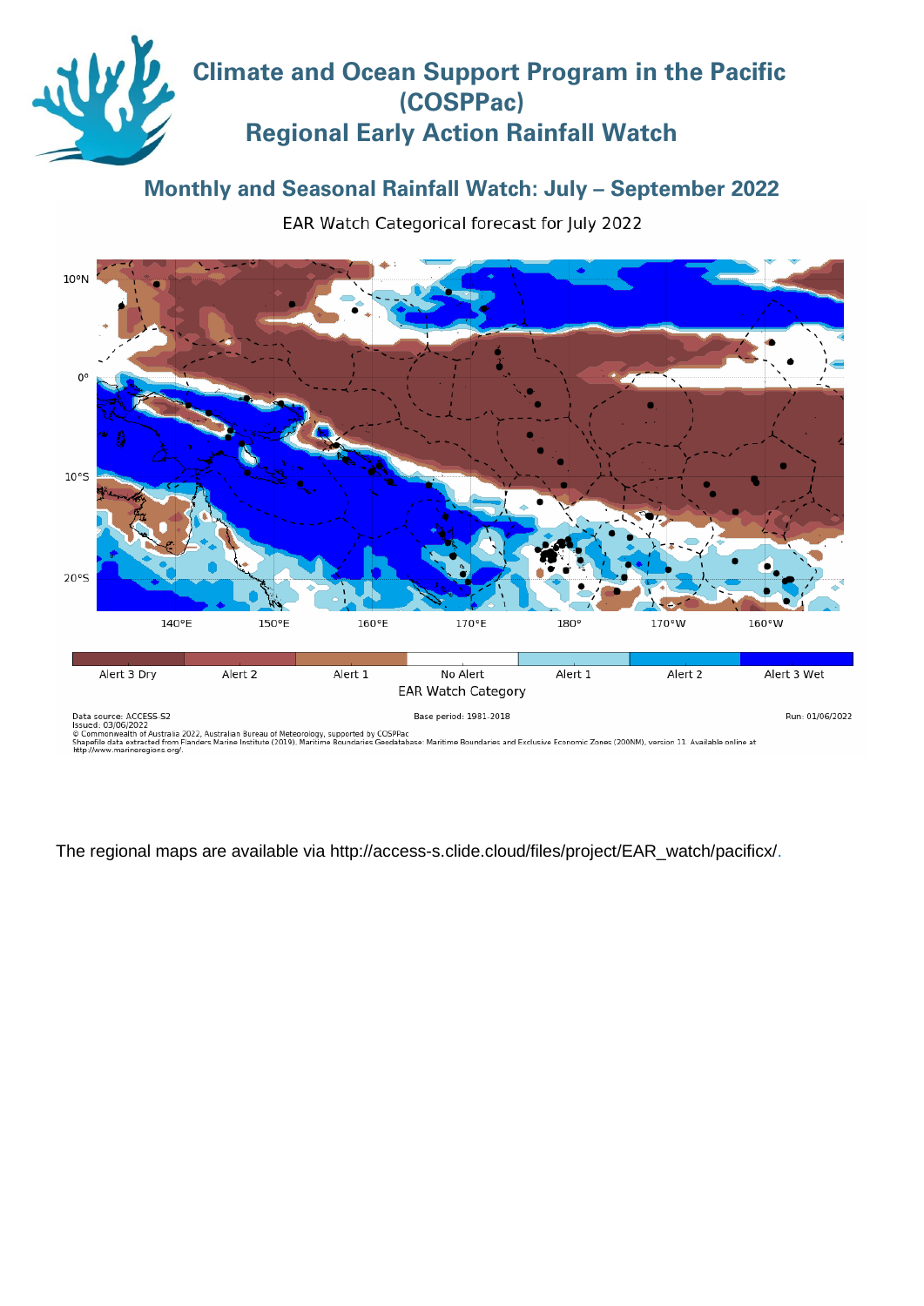# Climate and Ocean Support Program in the Pacific (COSPPac)
# Regional Early Action Rainfall Watch

## Monthly and Seasonal Rainfall Watch: July – September 2022

EAR Watch Categorical forecast for July 2022

| Alert 3 Dry | Alert 2 | Alert 1 | No Alert | Alert 1 | Alert 2 | Alert 3 Wet |
|---|---|---|---|---|---|---|

EAR Watch Category

Data source: ACCESS S2
Issued: 03/06/2022
Base period: 1981-2018
Run: 01/06/2022
© Commonwealth of Australia 2022, Australian Bureau of Meteorology, supported by COSPPac
Shapefile data extracted from Flanders Marine Institute (2019). Maritime Boundaries Geodatabase: Maritime Boundaries and Exclusive Economic Zones (200NM), version 11. Available online at http://www.marineregions.org/.

The regional maps are available via http://access-s.clide.cloud/files/project/EAR_watch/pacificx/.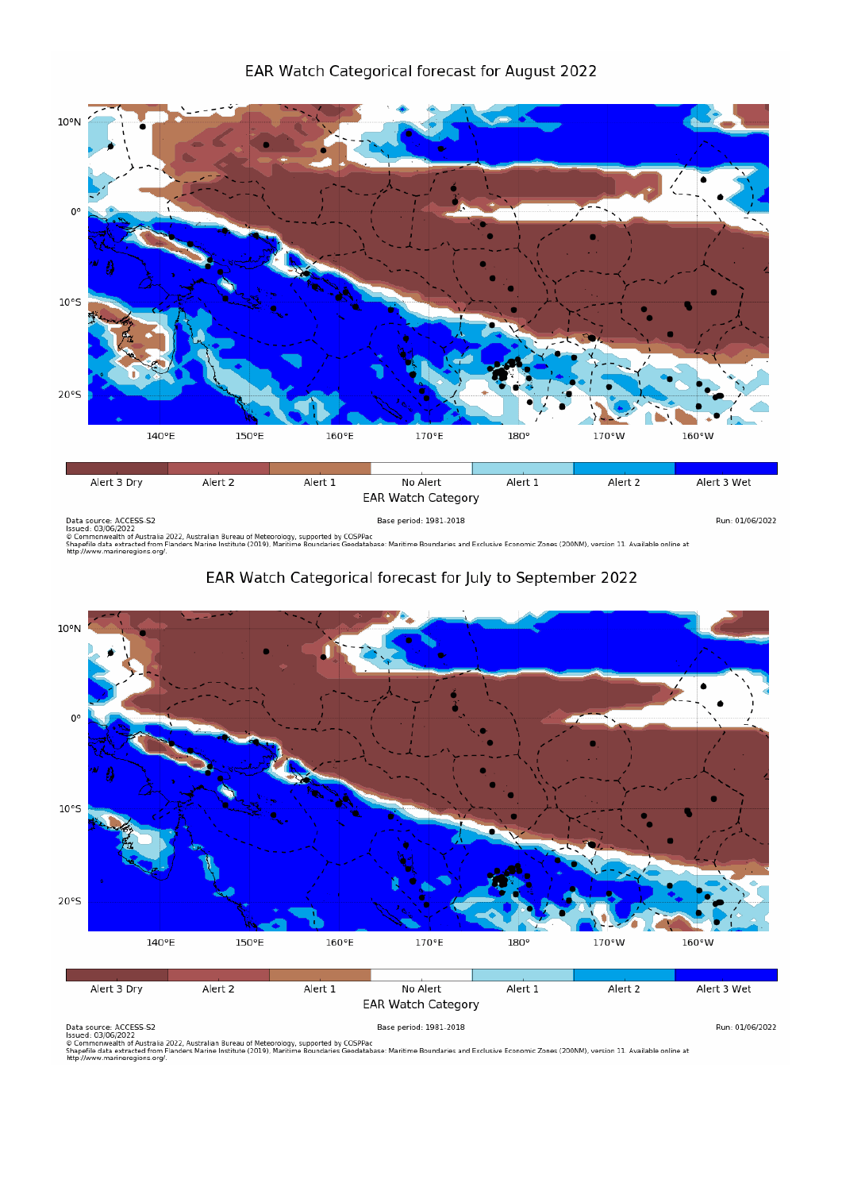## EAR Watch Categorical forecast for August 2022

10°N, 0°, 10°S, 20°S

140°E, 150°E, 160°E, 170°E, 180°, 170°W, 160°W

Alert 3 Dry | Alert 2 | Alert 1 | No Alert | Alert 1 | Alert 2 | Alert 3 Wet

EAR Watch Category

Data source: ACCESS-S2
Issued: 03/06/2022
© Commonwealth of Australia 2022, Australian Bureau of Meteorology, supported by COSPPac
Shapefile data extracted from Flanders Marine Institute (2019). Maritime Boundaries Geodatabase: Maritime Boundaries and Exclusive Economic Zones (200NM), version 11. Available online at http://www.marineregions.org/.

Base period: 1981-2018

Run: 01/06/2022

## EAR Watch Categorical forecast for July to September 2022

10°N, 0°, 10°S, 20°S

140°E, 150°E, 160°E, 170°E, 180°, 170°W, 160°W

Alert 3 Dry | Alert 2 | Alert 1 | No Alert | Alert 1 | Alert 2 | Alert 3 Wet

EAR Watch Category

Data source: ACCESS-S2
Issued: 03/06/2022
© Commonwealth of Australia 2022, Australian Bureau of Meteorology, supported by COSPPac
Shapefile data extracted from Flanders Marine Institute (2019). Maritime Boundaries Geodatabase: Maritime Boundaries and Exclusive Economic Zones (200NM), version 11. Available online at http://www.marineregions.org/.

Base period: 1981-2018

Run: 01/06/2022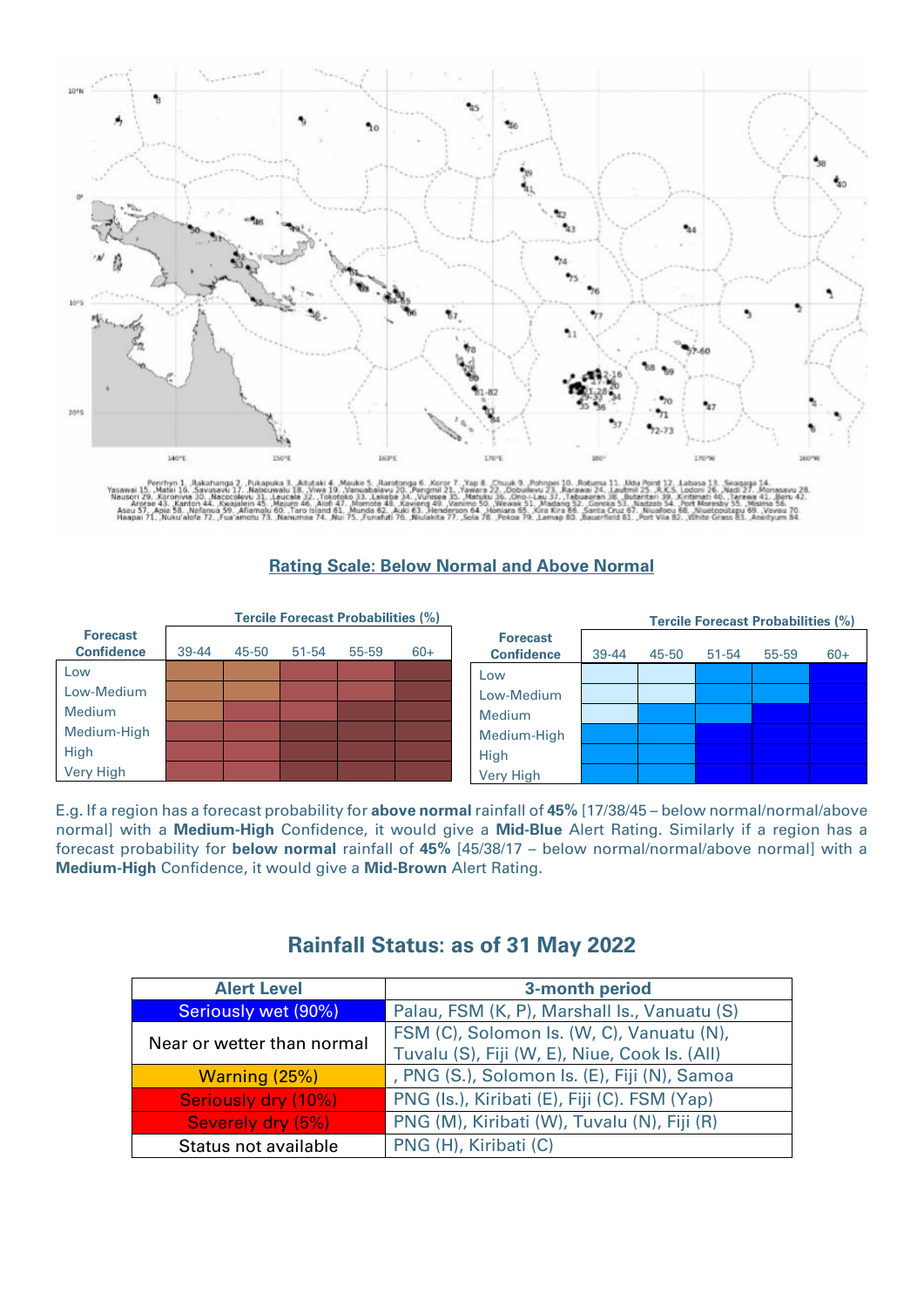Penrhyn 1. Rakahanga 2. Pukapuka 3. Aitutaki 4. Mauke 5. Rarotonga 6. Koror 7. Yap 8. Chuuk 9. Pohnpei 10. Rotuma 11. Udu Point 12. Labasa 13. Seaqaqa 14. Yasawai 15. Matei 16. Savusavu 17. Nabouwalu 18. Viwa 19. Vanuabalavu 20. Penggmil 21. Yawara 22. Dobuilevu 23. Rarawai 24. Lautoka 25. R.K.S. Lodoni 26. Nadi 27. Monasavu 28. Nausori 29. Koronivia 30. Naccocolevu 31. Laucala 32. Tokotoko 33. Lakeba 34. Vunisea 35. Matuku 36. Ono-i-Lau 37. Tabuaeran 38. Butaritari 39. Kiritimati 40. Tarawa 41. Beru 42. Arorae 43. Kanton 44. Kwajalein 45. Majuro 46. Alofi 47. Momote 48. Kavieng 49. Vanimo 50. Wewak 51. Madang 52. Goroka 53. Nadzab 54. Port Moresby 55. Misima 56. Asau 57. Apia 58. Nafanua 59. Afiamalu 60. Taro Island 61. Munda 62. Auki 63. Henderson 64. Honiara 65. Kira Kira 66. Santa Cruz 67. Niuafoou 68. Niuatoputapu 69. Vavau 70. Haapai 71. Nuku'alofa 72. Fua'amotu 73. Nanumea 74. Nui 75. Funafuti 76. Niulakita 77. Sola 78. Pekoa 79. Lamap 80. Bauerfield 81. Port Vila 82. White Grass 83. Aneityum 84

## Rating Scale: Below Normal and Above Normal

**Tercile Forecast Probabilities (%) – Below Normal**

| Forecast Confidence | 39-44 | 45-50 | 51-54 | 55-59 | 60+ |
|---|---|---|---|---|---|
| Low | | | | | |
| Low-Medium | | | | | |
| Medium | | | | | |
| Medium-High | | | | | |
| High | | | | | |
| Very High | | | | | |

**Tercile Forecast Probabilities (%) – Above Normal**

| Forecast Confidence | 39-44 | 45-50 | 51-54 | 55-59 | 60+ |
|---|---|---|---|---|---|
| Low | | | | | |
| Low-Medium | | | | | |
| Medium | | | | | |
| Medium-High | | | | | |
| High | | | | | |
| Very High | | | | | |

E.g. If a region has a forecast probability for **above normal** rainfall of **45%** [17/38/45 – below normal/normal/above normal] with a **Medium-High** Confidence, it would give a **Mid-Blue** Alert Rating. Similarly if a region has a forecast probability for **below normal** rainfall of **45%** [45/38/17 – below normal/normal/above normal] with a **Medium-High** Confidence, it would give a **Mid-Brown** Alert Rating.

## Rainfall Status: as of 31 May 2022

| Alert Level | 3-month period |
|---|---|
| Seriously wet (90%) | Palau, FSM (K, P), Marshall Is., Vanuatu (S) |
| Near or wetter than normal | FSM (C), Solomon Is. (W, C), Vanuatu (N), Tuvalu (S), Fiji (W, E), Niue, Cook Is. (All) |
| Warning (25%) | , PNG (S.), Solomon Is. (E), Fiji (N), Samoa |
| Seriously dry (10%) | PNG (Is.), Kiribati (E), Fiji (C). FSM (Yap) |
| Severely dry (5%) | PNG (M), Kiribati (W), Tuvalu (N), Fiji (R) |
| Status not available | PNG (H), Kiribati (C) |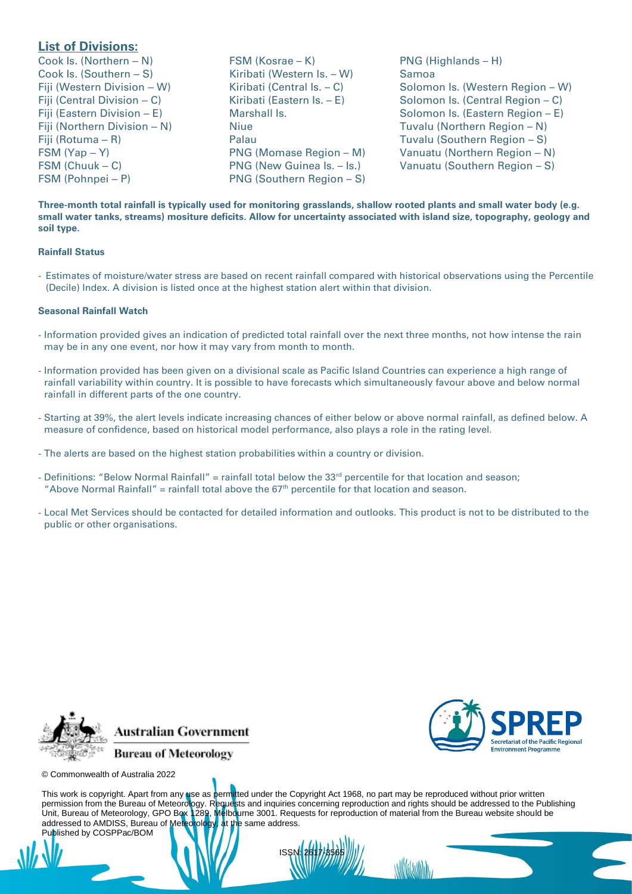## List of Divisions:

Cook Is. (Northern – N)
Cook Is. (Southern – S)
Fiji (Western Division – W)
Fiji (Central Division – C)
Fiji (Eastern Division – E)
Fiji (Northern Division – N)
Fiji (Rotuma – R)
FSM (Yap – Y)
FSM (Chuuk – C)
FSM (Pohnpei – P)
FSM (Kosrae – K)
Kiribati (Western Is. – W)
Kiribati (Central Is. – C)
Kiribati (Eastern Is. – E)
Marshall Is.
Niue
Palau
PNG (Momase Region – M)
PNG (New Guinea Is. – Is.)
PNG (Southern Region – S)
PNG (Highlands – H)
Samoa
Solomon Is. (Western Region – W)
Solomon Is. (Central Region – C)
Solomon Is. (Eastern Region – E)
Tuvalu (Northern Region – N)
Tuvalu (Southern Region – S)
Vanuatu (Northern Region – N)
Vanuatu (Southern Region – S)

**Three-month total rainfall is typically used for monitoring grasslands, shallow rooted plants and small water body (e.g. small water tanks, streams) mositure deficits. Allow for uncertainty associated with island size, topography, geology and soil type.**

**Rainfall Status**

- Estimates of moisture/water stress are based on recent rainfall compared with historical observations using the Percentile (Decile) Index. A division is listed once at the highest station alert within that division.

**Seasonal Rainfall Watch**

- Information provided gives an indication of predicted total rainfall over the next three months, not how intense the rain may be in any one event, nor how it may vary from month to month.
- Information provided has been given on a divisional scale as Pacific Island Countries can experience a high range of rainfall variability within country. It is possible to have forecasts which simultaneously favour above and below normal rainfall in different parts of the one country.
- Starting at 39%, the alert levels indicate increasing chances of either below or above normal rainfall, as defined below. A measure of confidence, based on historical model performance, also plays a role in the rating level.
- The alerts are based on the highest station probabilities within a country or division.
- Definitions: "Below Normal Rainfall" = rainfall total below the 33rd percentile for that location and season; "Above Normal Rainfall" = rainfall total above the 67th percentile for that location and season.
- Local Met Services should be contacted for detailed information and outlooks. This product is not to be distributed to the public or other organisations.

Australian Government
Bureau of Meteorology

SPREP
Secretariat of the Pacific Regional Environment Programme

© Commonwealth of Australia 2022

This work is copyright. Apart from any use as permitted under the Copyright Act 1968, no part may be reproduced without prior written permission from the Bureau of Meteorology. Requests and inquiries concerning reproduction and rights should be addressed to the Publishing Unit, Bureau of Meteorology, GPO Box 1289, Melbourne 3001. Requests for reproduction of material from the Bureau website should be addressed to AMDISS, Bureau of Meteorology, at the same address.
Published by COSPPac/BOM

ISSN: 2617-3565